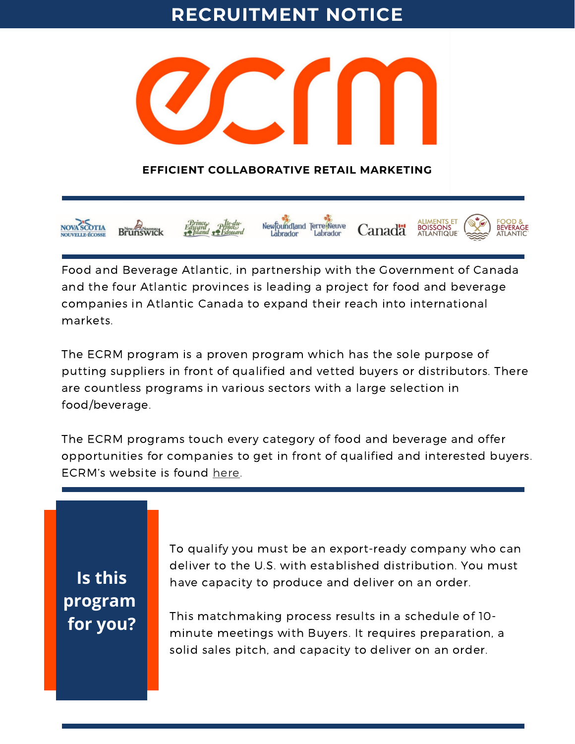# RECRUITMENT NOTICE

# ecrm

**EFFICIENT COLLABORATIVE RETAIL MARKETING**

Nova Scotia / Nouvelle-Écosse · New Brunswick / Nouveau-Brunswick · Prince Edward Island / Île-du-Prince-Édouard · Newfoundland Labrador / Terre-Neuve Labrador · Canada · Aliments et Boissons Atlantique / Food & Beverage Atlantic

Food and Beverage Atlantic, in partnership with the Government of Canada and the four Atlantic provinces is leading a project for food and beverage companies in Atlantic Canada to expand their reach into international markets.

The ECRM program is a proven program which has the sole purpose of putting suppliers in front of qualified and vetted buyers or distributors. There are countless programs in various sectors with a large selection in food/beverage.

The ECRM programs touch every category of food and beverage and offer opportunities for companies to get in front of qualified and interested buyers. ECRM's website is found here.

## Is this program for you?

To qualify you must be an export-ready company who can deliver to the U.S. with established distribution. You must have capacity to produce and deliver on an order.

This matchmaking process results in a schedule of 10-minute meetings with Buyers. It requires preparation, a solid sales pitch, and capacity to deliver on an order.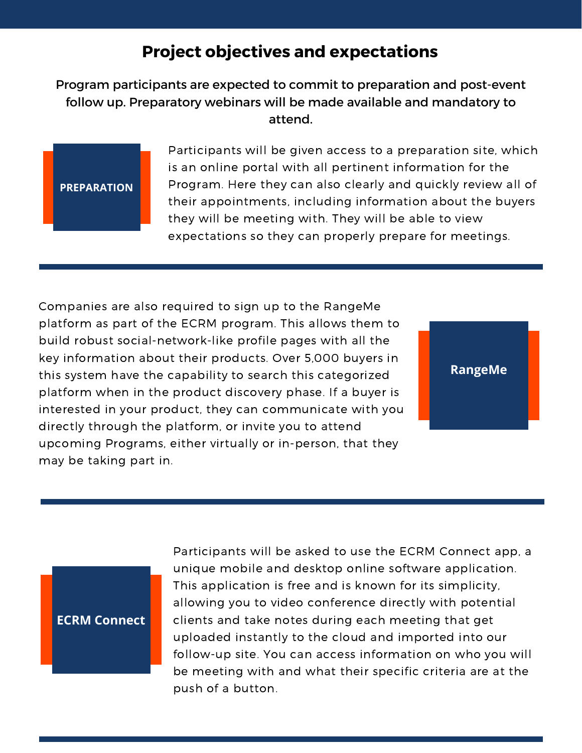## Project objectives and expectations

**Program participants are expected to commit to preparation and post-event follow up. Preparatory webinars will be made available and mandatory to attend.**

**PREPARATION**

Participants will be given access to a preparation site, which is an online portal with all pertinent information for the Program. Here they can also clearly and quickly review all of their appointments, including information about the buyers they will be meeting with. They will be able to view expectations so they can properly prepare for meetings.

---

**RangeMe**

Companies are also required to sign up to the RangeMe platform as part of the ECRM program. This allows them to build robust social-network-like profile pages with all the key information about their products. Over 5,000 buyers in this system have the capability to search this categorized platform when in the product discovery phase. If a buyer is interested in your product, they can communicate with you directly through the platform, or invite you to attend upcoming Programs, either virtually or in-person, that they may be taking part in.

---

**ECRM Connect**

Participants will be asked to use the ECRM Connect app, a unique mobile and desktop online software application. This application is free and is known for its simplicity, allowing you to video conference directly with potential clients and take notes during each meeting that get uploaded instantly to the cloud and imported into our follow-up site. You can access information on who you will be meeting with and what their specific criteria are at the push of a button.

---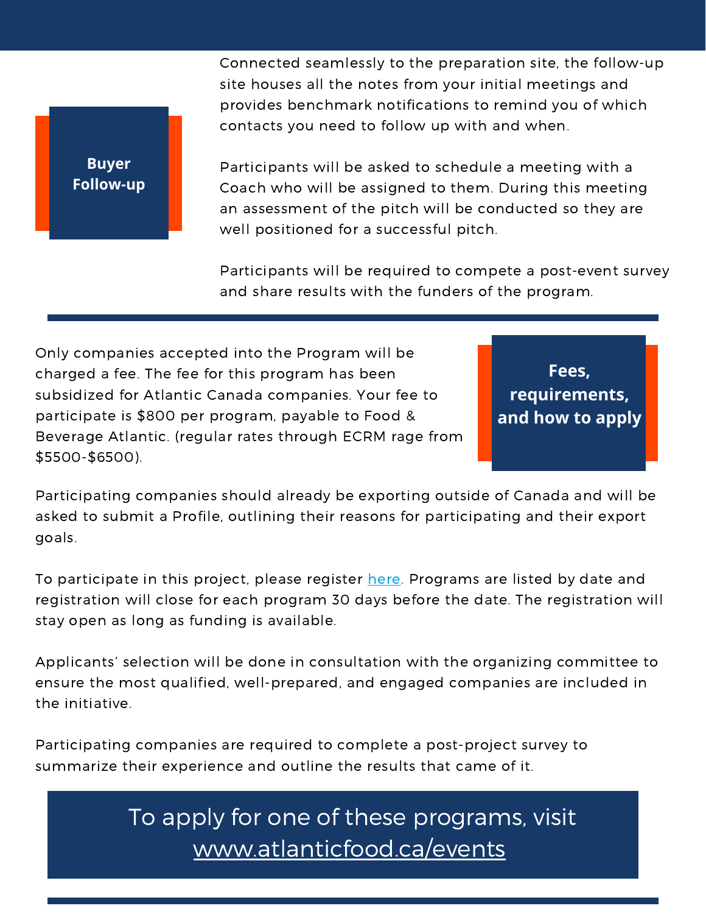## Buyer Follow-up

Connected seamlessly to the preparation site, the follow-up site houses all the notes from your initial meetings and provides benchmark notifications to remind you of which contacts you need to follow up with and when.

Participants will be asked to schedule a meeting with a Coach who will be assigned to them. During this meeting an assessment of the pitch will be conducted so they are well positioned for a successful pitch.

Participants will be required to compete a post-event survey and share results with the funders of the program.

---

## Fees, requirements, and how to apply

Only companies accepted into the Program will be charged a fee. The fee for this program has been subsidized for Atlantic Canada companies. Your fee to participate is $800 per program, payable to Food & Beverage Atlantic. (regular rates through ECRM rage from $5500-$6500).

Participating companies should already be exporting outside of Canada and will be asked to submit a Profile, outlining their reasons for participating and their export goals.

To participate in this project, please register [here](). Programs are listed by date and registration will close for each program 30 days before the date. The registration will stay open as long as funding is available.

Applicants' selection will be done in consultation with the organizing committee to ensure the most qualified, well-prepared, and engaged companies are included in the initiative.

Participating companies are required to complete a post-project survey to summarize their experience and outline the results that came of it.

**To apply for one of these programs, visit [www.atlanticfood.ca/events](http://www.atlanticfood.ca/events)**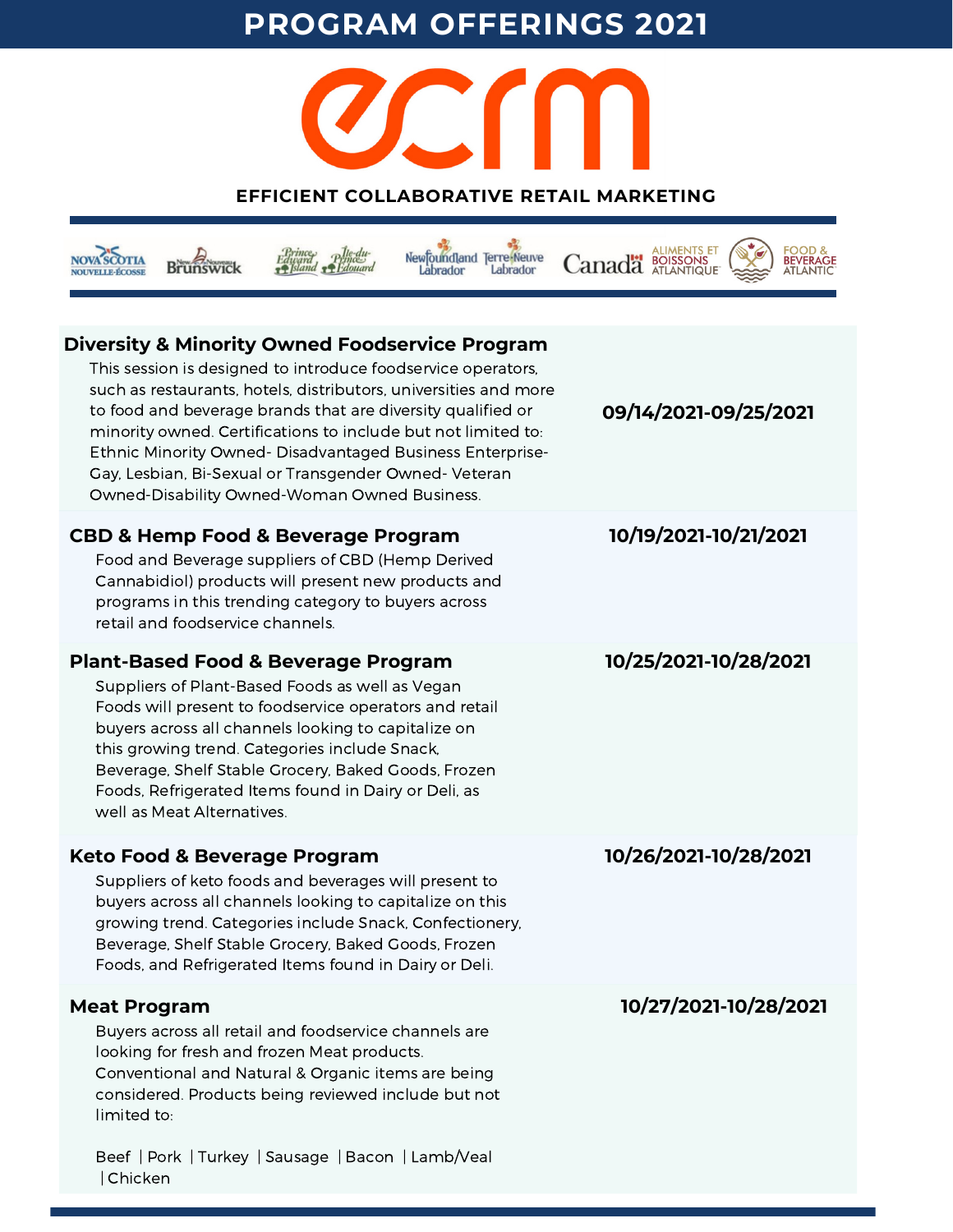# PROGRAM OFFERINGS 2021

ecrm

**EFFICIENT COLLABORATIVE RETAIL MARKETING**

Nova Scotia Nouvelle-Écosse | New Brunswick Nouveau | Prince Edward Island Île-du-Prince-Édouard | Newfoundland Labrador Terre-Neuve Labrador | Canada | Aliments et Boissons Atlantique Food & Beverage Atlantic

### Diversity & Minority Owned Foodservice Program

**09/14/2021-09/25/2021**

This session is designed to introduce foodservice operators, such as restaurants, hotels, distributors, universities and more to food and beverage brands that are diversity qualified or minority owned. Certifications to include but not limited to: Ethnic Minority Owned- Disadvantaged Business Enterprise- Gay, Lesbian, Bi-Sexual or Transgender Owned- Veteran Owned-Disability Owned-Woman Owned Business.

### CBD & Hemp Food & Beverage Program

**10/19/2021-10/21/2021**

Food and Beverage suppliers of CBD (Hemp Derived Cannabidiol) products will present new products and programs in this trending category to buyers across retail and foodservice channels.

### Plant-Based Food & Beverage Program

**10/25/2021-10/28/2021**

Suppliers of Plant-Based Foods as well as Vegan Foods will present to foodservice operators and retail buyers across all channels looking to capitalize on this growing trend. Categories include Snack, Beverage, Shelf Stable Grocery, Baked Goods, Frozen Foods, Refrigerated Items found in Dairy or Deli, as well as Meat Alternatives.

### Keto Food & Beverage Program

**10/26/2021-10/28/2021**

Suppliers of keto foods and beverages will present to buyers across all channels looking to capitalize on this growing trend. Categories include Snack, Confectionery, Beverage, Shelf Stable Grocery, Baked Goods, Frozen Foods, and Refrigerated Items found in Dairy or Deli.

### Meat Program

**10/27/2021-10/28/2021**

Buyers across all retail and foodservice channels are looking for fresh and frozen Meat products. Conventional and Natural & Organic items are being considered. Products being reviewed include but not limited to:

Beef | Pork | Turkey | Sausage | Bacon | Lamb/Veal | Chicken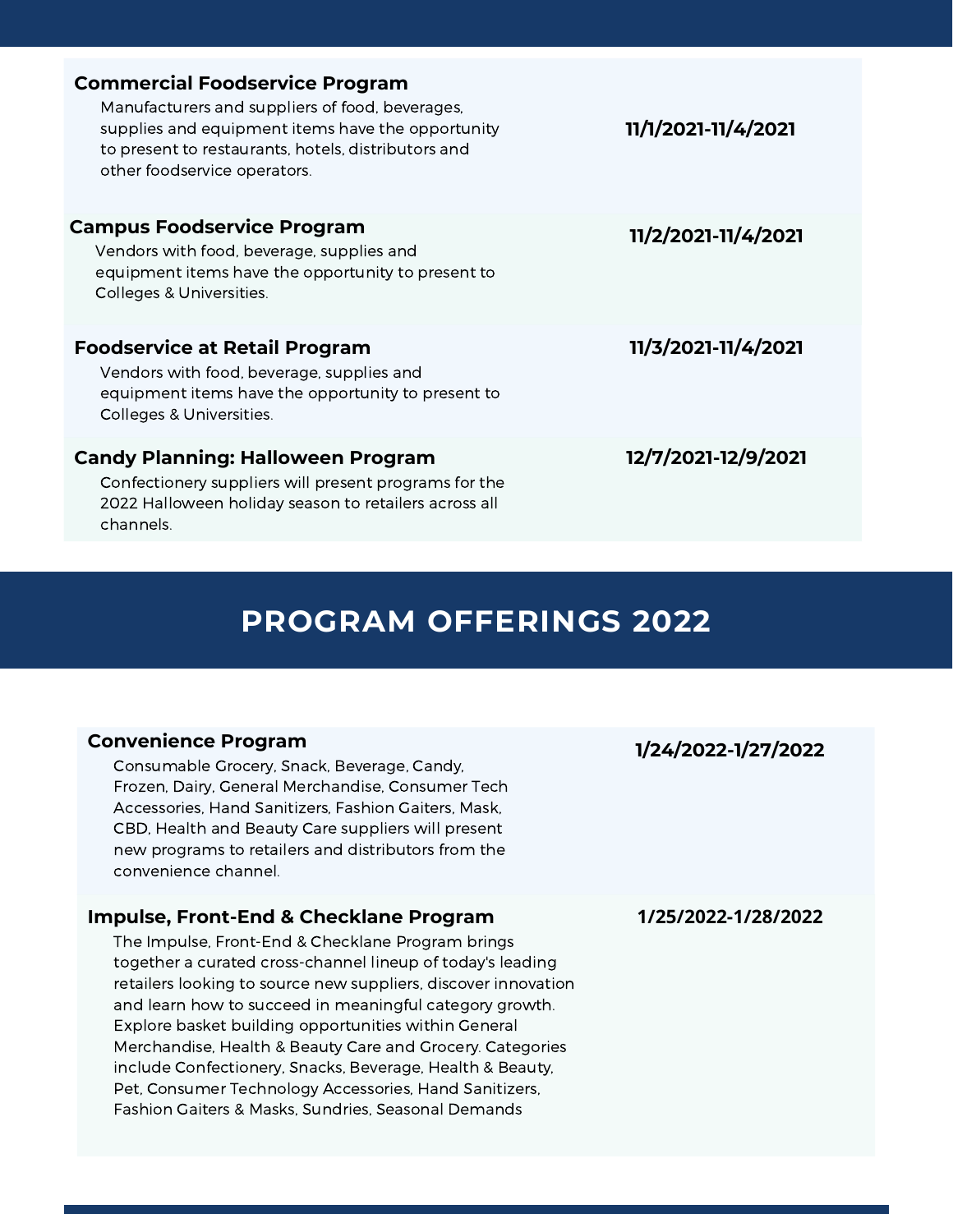**Commercial Foodservice Program**

Manufacturers and suppliers of food, beverages, supplies and equipment items have the opportunity to present to restaurants, hotels, distributors and other foodservice operators.

**11/1/2021-11/4/2021**

**Campus Foodservice Program**

Vendors with food, beverage, supplies and equipment items have the opportunity to present to Colleges & Universities.

**11/2/2021-11/4/2021**

**Foodservice at Retail Program**

Vendors with food, beverage, supplies and equipment items have the opportunity to present to Colleges & Universities.

**11/3/2021-11/4/2021**

**Candy Planning: Halloween Program**

Confectionery suppliers will present programs for the 2022 Halloween holiday season to retailers across all channels.

**12/7/2021-12/9/2021**

# PROGRAM OFFERINGS 2022

**Convenience Program**

Consumable Grocery, Snack, Beverage, Candy, Frozen, Dairy, General Merchandise, Consumer Tech Accessories, Hand Sanitizers, Fashion Gaiters, Mask, CBD, Health and Beauty Care suppliers will present new programs to retailers and distributors from the convenience channel.

**1/24/2022-1/27/2022**

**Impulse, Front-End & Checklane Program**

The Impulse, Front-End & Checklane Program brings together a curated cross-channel lineup of today's leading retailers looking to source new suppliers, discover innovation and learn how to succeed in meaningful category growth. Explore basket building opportunities within General Merchandise, Health & Beauty Care and Grocery. Categories include Confectionery, Snacks, Beverage, Health & Beauty, Pet, Consumer Technology Accessories, Hand Sanitizers, Fashion Gaiters & Masks, Sundries, Seasonal Demands

**1/25/2022-1/28/2022**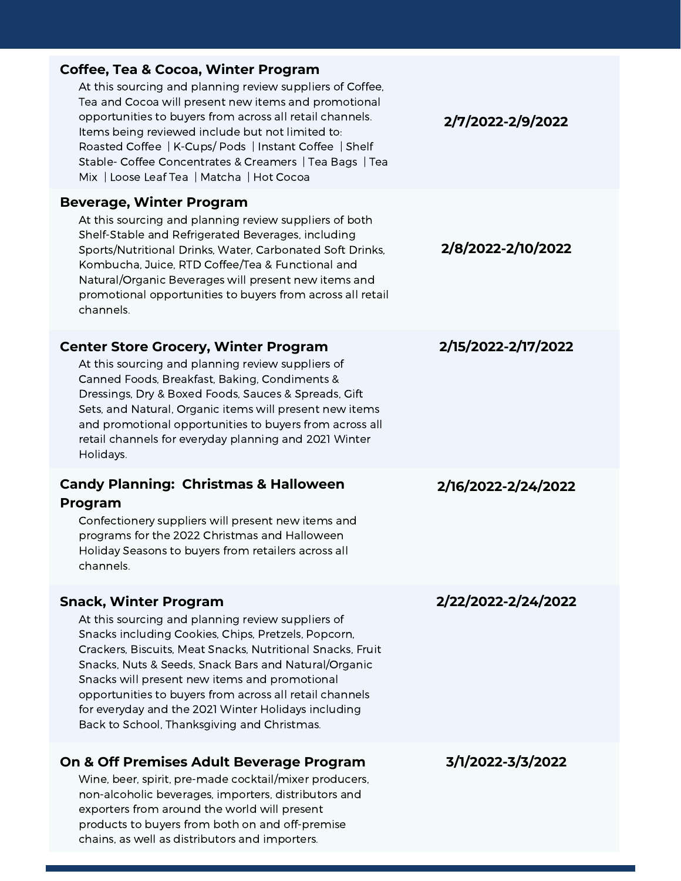| | |
|---|---|
| **Coffee, Tea & Cocoa, Winter Program**<br>At this sourcing and planning review suppliers of Coffee, Tea and Cocoa will present new items and promotional opportunities to buyers from across all retail channels. Items being reviewed include but not limited to: Roasted Coffee \| K-Cups/ Pods \| Instant Coffee \| Shelf Stable- Coffee Concentrates & Creamers \| Tea Bags \| Tea Mix \| Loose Leaf Tea \| Matcha \| Hot Cocoa | **2/7/2022-2/9/2022** |
| **Beverage, Winter Program**<br>At this sourcing and planning review suppliers of both Shelf-Stable and Refrigerated Beverages, including Sports/Nutritional Drinks, Water, Carbonated Soft Drinks, Kombucha, Juice, RTD Coffee/Tea & Functional and Natural/Organic Beverages will present new items and promotional opportunities to buyers from across all retail channels. | **2/8/2022-2/10/2022** |
| **Center Store Grocery, Winter Program**<br>At this sourcing and planning review suppliers of Canned Foods, Breakfast, Baking, Condiments & Dressings, Dry & Boxed Foods, Sauces & Spreads, Gift Sets, and Natural, Organic items will present new items and promotional opportunities to buyers from across all retail channels for everyday planning and 2021 Winter Holidays. | **2/15/2022-2/17/2022** |
| **Candy Planning: Christmas & Halloween Program**<br>Confectionery suppliers will present new items and programs for the 2022 Christmas and Halloween Holiday Seasons to buyers from retailers across all channels. | **2/16/2022-2/24/2022** |
| **Snack, Winter Program**<br>At this sourcing and planning review suppliers of Snacks including Cookies, Chips, Pretzels, Popcorn, Crackers, Biscuits, Meat Snacks, Nutritional Snacks, Fruit Snacks, Nuts & Seeds, Snack Bars and Natural/Organic Snacks will present new items and promotional opportunities to buyers from across all retail channels for everyday and the 2021 Winter Holidays including Back to School, Thanksgiving and Christmas. | **2/22/2022-2/24/2022** |
| **On & Off Premises Adult Beverage Program**<br>Wine, beer, spirit, pre-made cocktail/mixer producers, non-alcoholic beverages, importers, distributors and exporters from around the world will present products to buyers from both on and off-premise chains, as well as distributors and importers. | **3/1/2022-3/3/2022** |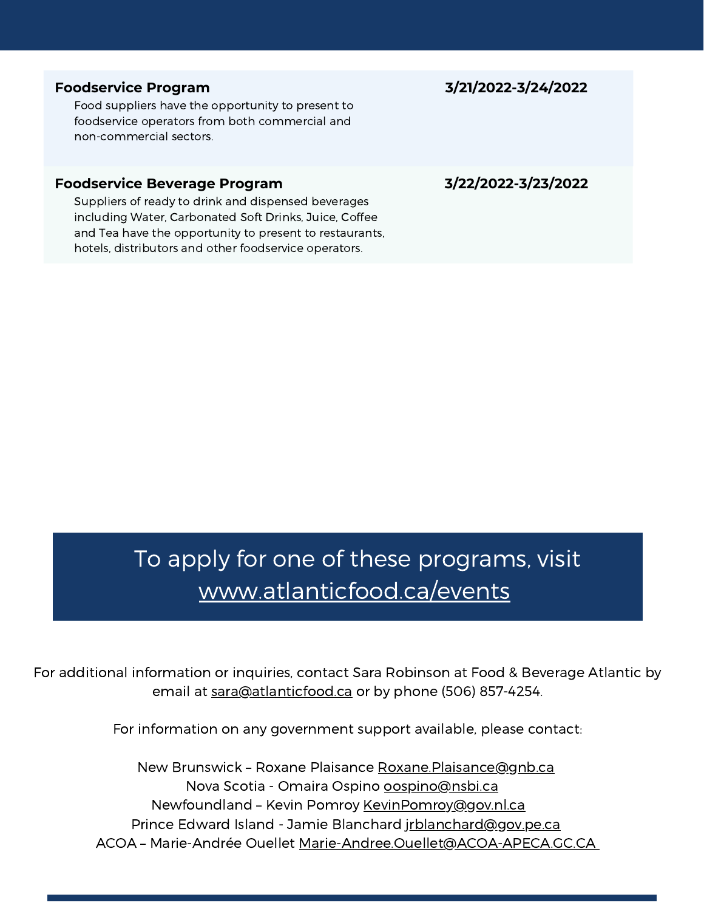| | |
|---|---|
| **Foodservice Program**<br>Food suppliers have the opportunity to present to foodservice operators from both commercial and non-commercial sectors. | **3/21/2022-3/24/2022** |
| **Foodservice Beverage Program**<br>Suppliers of ready to drink and dispensed beverages including Water, Carbonated Soft Drinks, Juice, Coffee and Tea have the opportunity to present to restaurants, hotels, distributors and other foodservice operators. | **3/22/2022-3/23/2022** |

## To apply for one of these programs, visit [www.atlanticfood.ca/events](http://www.atlanticfood.ca/events)

For additional information or inquiries, contact Sara Robinson at Food & Beverage Atlantic by email at sara@atlanticfood.ca or by phone (506) 857-4254.

For information on any government support available, please contact:

New Brunswick – Roxane Plaisance Roxane.Plaisance@gnb.ca
Nova Scotia - Omaira Ospino oospino@nsbi.ca
Newfoundland – Kevin Pomroy KevinPomroy@gov.nl.ca
Prince Edward Island - Jamie Blanchard jrblanchard@gov.pe.ca
ACOA – Marie-Andrée Ouellet Marie-Andree.Ouellet@ACOA-APECA.GC.CA